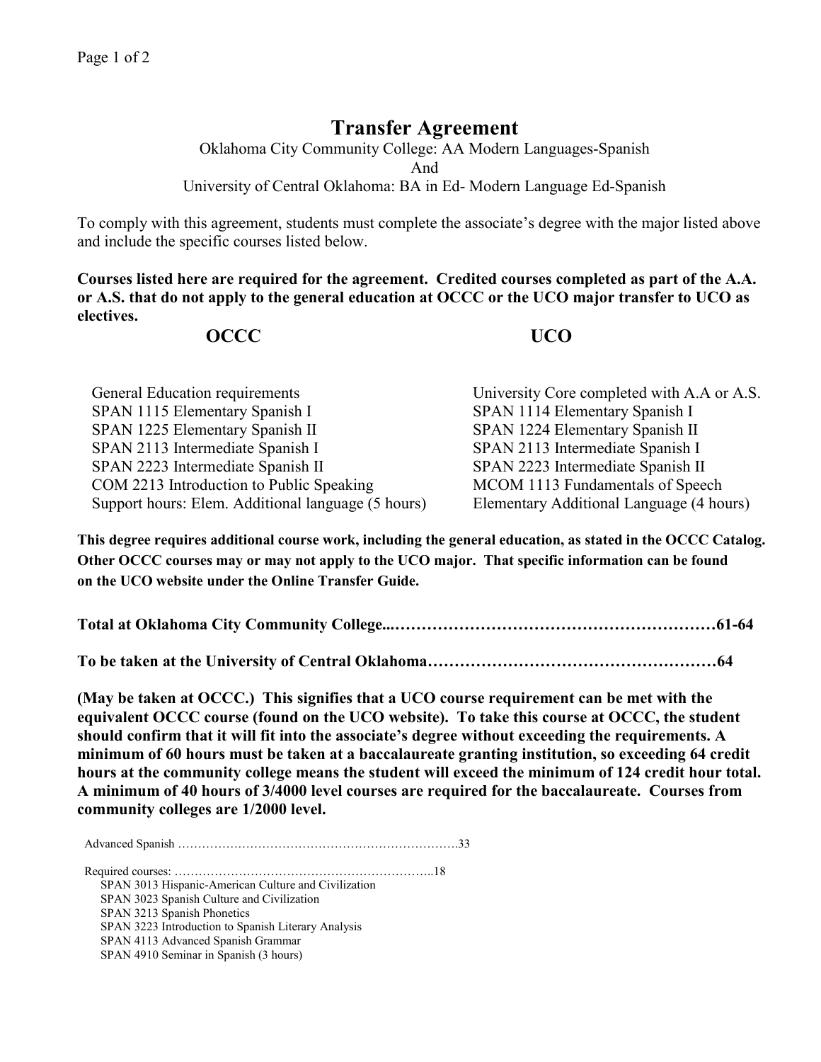# Transfer Agreement

Oklahoma City Community College: AA Modern Languages-Spanish

And

University of Central Oklahoma: BA in Ed- Modern Language Ed-Spanish

To comply with this agreement, students must complete the associate's degree with the major listed above and include the specific courses listed below.

**Courses listed here are required for the agreement. Credited courses completed as part of the A.A. or A.S. that do not apply to the general education at OCCC or the UCO major transfer to UCO as electives.**

| OCCC | UCO |
|---|---|
| General Education requirements | University Core completed with A.A or A.S. |
| SPAN 1115 Elementary Spanish I | SPAN 1114 Elementary Spanish I |
| SPAN 1225 Elementary Spanish II | SPAN 1224 Elementary Spanish II |
| SPAN 2113 Intermediate Spanish I | SPAN 2113 Intermediate Spanish I |
| SPAN 2223 Intermediate Spanish II | SPAN 2223 Intermediate Spanish II |
| COM 2213 Introduction to Public Speaking | MCOM 1113 Fundamentals of Speech |
| Support hours: Elem. Additional language (5 hours) | Elementary Additional Language (4 hours) |

**This degree requires additional course work, including the general education, as stated in the OCCC Catalog. Other OCCC courses may or may not apply to the UCO major. That specific information can be found on the UCO website under the Online Transfer Guide.**

**Total at Oklahoma City Community College...……………………………………………………61-64**

**To be taken at the University of Central Oklahoma………………………………………………64**

**(May be taken at OCCC.) This signifies that a UCO course requirement can be met with the equivalent OCCC course (found on the UCO website). To take this course at OCCC, the student should confirm that it will fit into the associate's degree without exceeding the requirements. A minimum of 60 hours must be taken at a baccalaureate granting institution, so exceeding 64 credit hours at the community college means the student will exceed the minimum of 124 credit hour total. A minimum of 40 hours of 3/4000 level courses are required for the baccalaureate. Courses from community colleges are 1/2000 level.**

Advanced Spanish …………………………………………………………….33

Required courses: ………………………………………………………..18

- SPAN 3013 Hispanic-American Culture and Civilization
- SPAN 3023 Spanish Culture and Civilization
- SPAN 3213 Spanish Phonetics
- SPAN 3223 Introduction to Spanish Literary Analysis
- SPAN 4113 Advanced Spanish Grammar
- SPAN 4910 Seminar in Spanish (3 hours)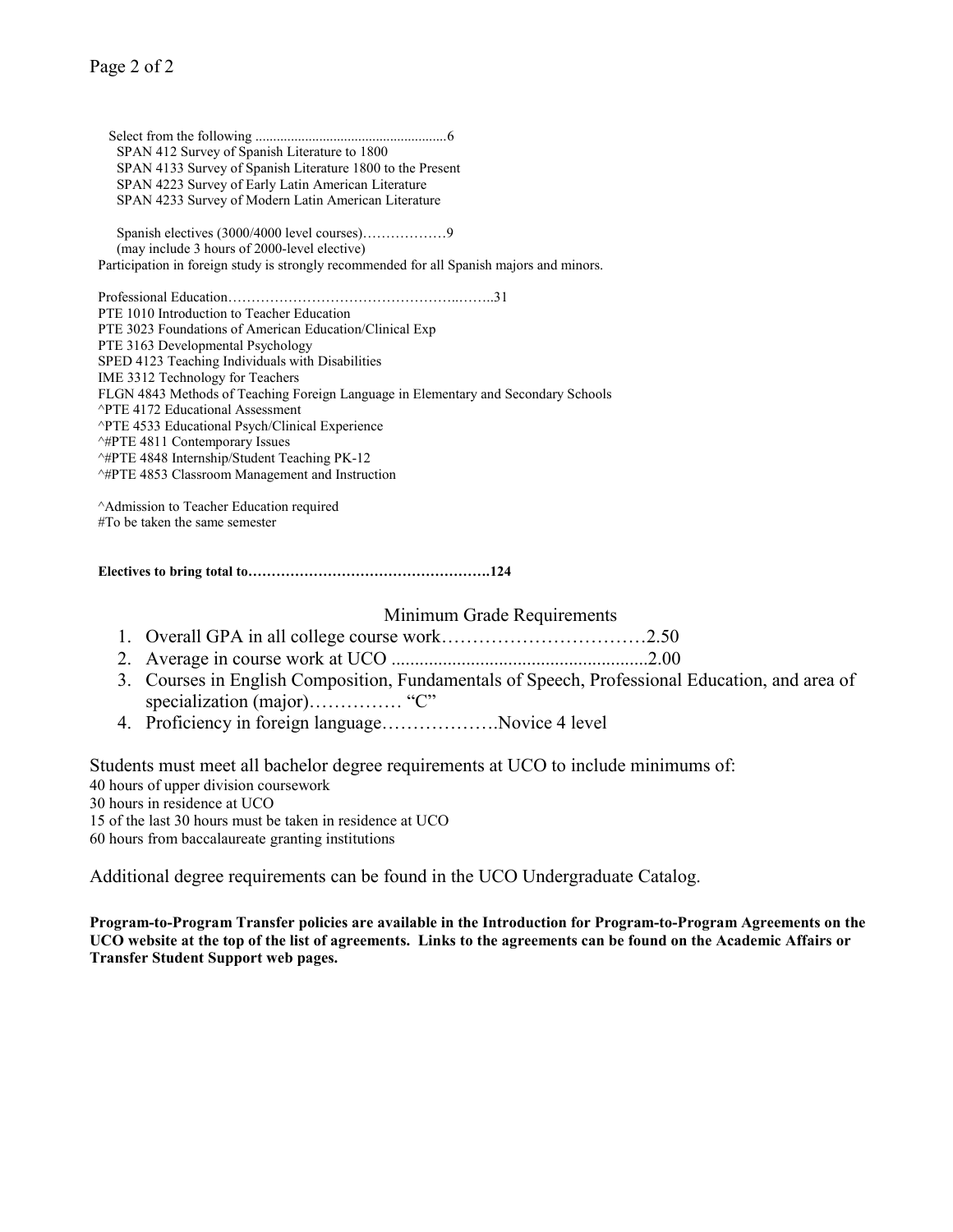Select from the following ......................................................6

- SPAN 412 Survey of Spanish Literature to 1800
- SPAN 4133 Survey of Spanish Literature 1800 to the Present
- SPAN 4223 Survey of Early Latin American Literature
- SPAN 4233 Survey of Modern Latin American Literature

Spanish electives (3000/4000 level courses)……………..9
(may include 3 hours of 2000-level elective)

Participation in foreign study is strongly recommended for all Spanish majors and minors.

Professional Education…………………………………………..……..31

- PTE 1010 Introduction to Teacher Education
- PTE 3023 Foundations of American Education/Clinical Exp
- PTE 3163 Developmental Psychology
- SPED 4123 Teaching Individuals with Disabilities
- IME 3312 Technology for Teachers
- FLGN 4843 Methods of Teaching Foreign Language in Elementary and Secondary Schools
- ^PTE 4172 Educational Assessment
- ^PTE 4533 Educational Psych/Clinical Experience
- ^#PTE 4811 Contemporary Issues
- ^#PTE 4848 Internship/Student Teaching PK-12
- ^#PTE 4853 Classroom Management and Instruction

^Admission to Teacher Education required
#To be taken the same semester

**Electives to bring total to…………………………………………….124**

## Minimum Grade Requirements

1. Overall GPA in all college course work……………………………2.50
2. Average in course work at UCO .......................................................2.00
3. Courses in English Composition, Fundamentals of Speech, Professional Education, and area of specialization (major)…………… "C"
4. Proficiency in foreign language……………….Novice 4 level

Students must meet all bachelor degree requirements at UCO to include minimums of:

40 hours of upper division coursework
30 hours in residence at UCO
15 of the last 30 hours must be taken in residence at UCO
60 hours from baccalaureate granting institutions

Additional degree requirements can be found in the UCO Undergraduate Catalog.

**Program-to-Program Transfer policies are available in the Introduction for Program-to-Program Agreements on the UCO website at the top of the list of agreements. Links to the agreements can be found on the Academic Affairs or Transfer Student Support web pages.**